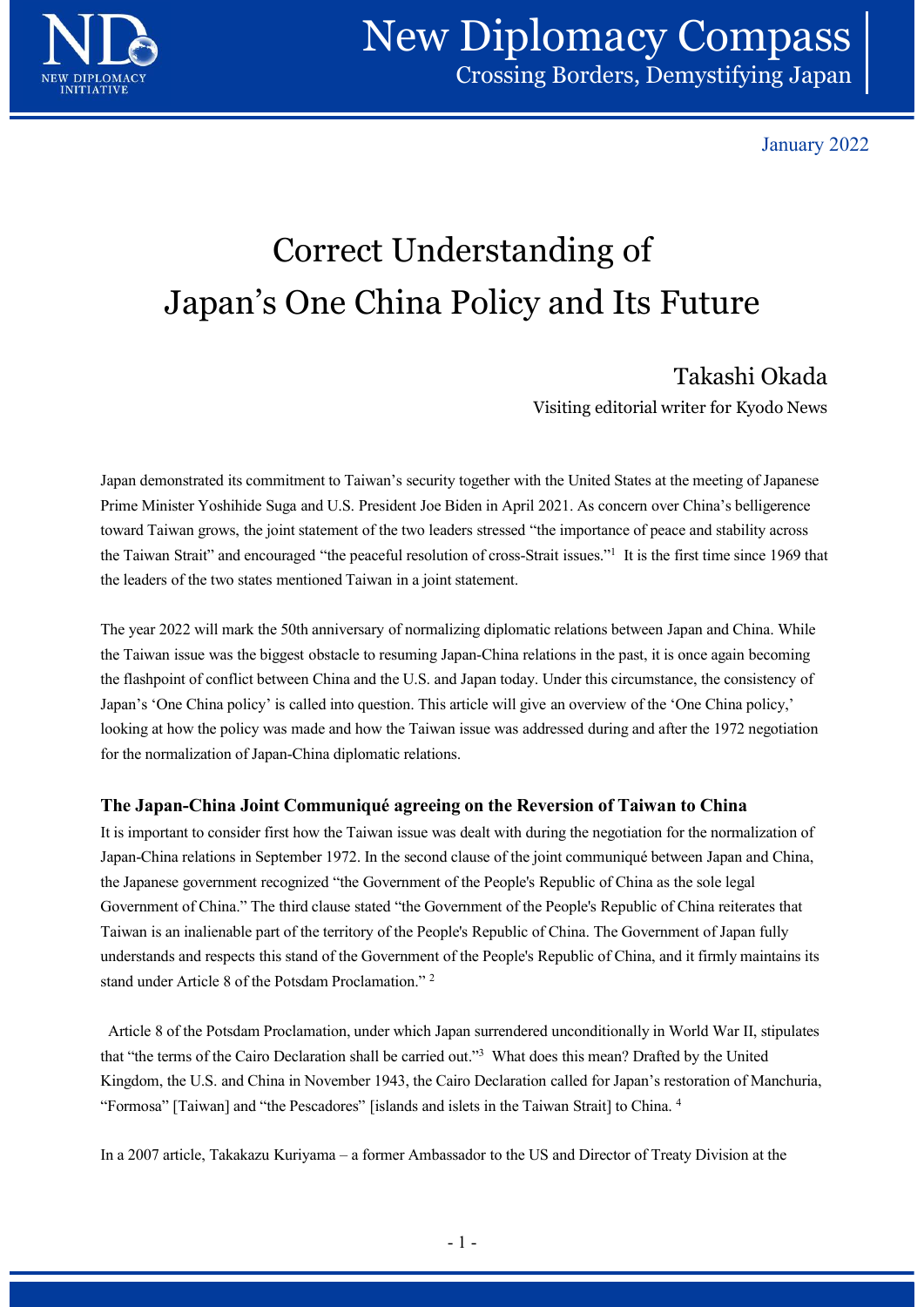January 2022

# Correct Understanding of Japan's One China Policy and Its Future

Takashi Okada

Visiting editorial writer for Kyodo News

Japan demonstrated its commitment to Taiwan's security together with the United States at the meeting of Japanese Prime Minister Yoshihide Suga and U.S. President Joe Biden in April 2021. As concern over China's belligerence toward Taiwan grows, the joint statement of the two leaders stressed "the importance of peace and stability across the Taiwan Strait" and encouraged "the peaceful resolution of cross-Strait issues."[1] It is the first time since 1969 that the leaders of the two states mentioned Taiwan in a joint statement.

The year 2022 will mark the 50th anniversary of normalizing diplomatic relations between Japan and China. While the Taiwan issue was the biggest obstacle to resuming Japan-China relations in the past, it is once again becoming the flashpoint of conflict between China and the U.S. and Japan today. Under this circumstance, the consistency of Japan's 'One China policy' is called into question. This article will give an overview of the 'One China policy,' looking at how the policy was made and how the Taiwan issue was addressed during and after the 1972 negotiation for the normalization of Japan-China diplomatic relations.

### The Japan-China Joint Communiqué agreeing on the Reversion of Taiwan to China

It is important to consider first how the Taiwan issue was dealt with during the negotiation for the normalization of Japan-China relations in September 1972. In the second clause of the joint communiqué between Japan and China, the Japanese government recognized "the Government of the People's Republic of China as the sole legal Government of China." The third clause stated "the Government of the People's Republic of China reiterates that Taiwan is an inalienable part of the territory of the People's Republic of China. The Government of Japan fully understands and respects this stand of the Government of the People's Republic of China, and it firmly maintains its stand under Article 8 of the Potsdam Proclamation."[2]

Article 8 of the Potsdam Proclamation, under which Japan surrendered unconditionally in World War II, stipulates that "the terms of the Cairo Declaration shall be carried out."[3] What does this mean? Drafted by the United Kingdom, the U.S. and China in November 1943, the Cairo Declaration called for Japan's restoration of Manchuria, "Formosa" [Taiwan] and "the Pescadores" [islands and islets in the Taiwan Strait] to China.[4]

In a 2007 article, Takakazu Kuriyama – a former Ambassador to the US and Director of Treaty Division at the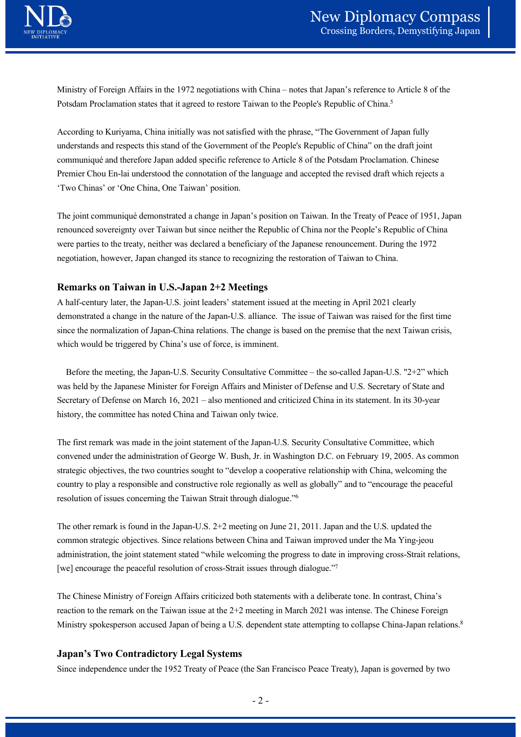Ministry of Foreign Affairs in the 1972 negotiations with China – notes that Japan's reference to Article 8 of the Potsdam Proclamation states that it agreed to restore Taiwan to the People's Republic of China.[5]

According to Kuriyama, China initially was not satisfied with the phrase, "The Government of Japan fully understands and respects this stand of the Government of the People's Republic of China" on the draft joint communiqué and therefore Japan added specific reference to Article 8 of the Potsdam Proclamation. Chinese Premier Chou En-lai understood the connotation of the language and accepted the revised draft which rejects a 'Two Chinas' or 'One China, One Taiwan' position.

The joint communiqué demonstrated a change in Japan's position on Taiwan. In the Treaty of Peace of 1951, Japan renounced sovereignty over Taiwan but since neither the Republic of China nor the People's Republic of China were parties to the treaty, neither was declared a beneficiary of the Japanese renouncement. During the 1972 negotiation, however, Japan changed its stance to recognizing the restoration of Taiwan to China.

### Remarks on Taiwan in U.S.-Japan 2+2 Meetings

A half-century later, the Japan-U.S. joint leaders' statement issued at the meeting in April 2021 clearly demonstrated a change in the nature of the Japan-U.S. alliance. The issue of Taiwan was raised for the first time since the normalization of Japan-China relations. The change is based on the premise that the next Taiwan crisis, which would be triggered by China's use of force, is imminent.

Before the meeting, the Japan-U.S. Security Consultative Committee – the so-called Japan-U.S. "2+2" which was held by the Japanese Minister for Foreign Affairs and Minister of Defense and U.S. Secretary of State and Secretary of Defense on March 16, 2021 – also mentioned and criticized China in its statement. In its 30-year history, the committee has noted China and Taiwan only twice.

The first remark was made in the joint statement of the Japan-U.S. Security Consultative Committee, which convened under the administration of George W. Bush, Jr. in Washington D.C. on February 19, 2005. As common strategic objectives, the two countries sought to "develop a cooperative relationship with China, welcoming the country to play a responsible and constructive role regionally as well as globally" and to "encourage the peaceful resolution of issues concerning the Taiwan Strait through dialogue."[6]

The other remark is found in the Japan-U.S. 2+2 meeting on June 21, 2011. Japan and the U.S. updated the common strategic objectives. Since relations between China and Taiwan improved under the Ma Ying-jeou administration, the joint statement stated "while welcoming the progress to date in improving cross-Strait relations, [we] encourage the peaceful resolution of cross-Strait issues through dialogue."[7]

The Chinese Ministry of Foreign Affairs criticized both statements with a deliberate tone. In contrast, China's reaction to the remark on the Taiwan issue at the 2+2 meeting in March 2021 was intense. The Chinese Foreign Ministry spokesperson accused Japan of being a U.S. dependent state attempting to collapse China-Japan relations.[8]

### Japan's Two Contradictory Legal Systems

Since independence under the 1952 Treaty of Peace (the San Francisco Peace Treaty), Japan is governed by two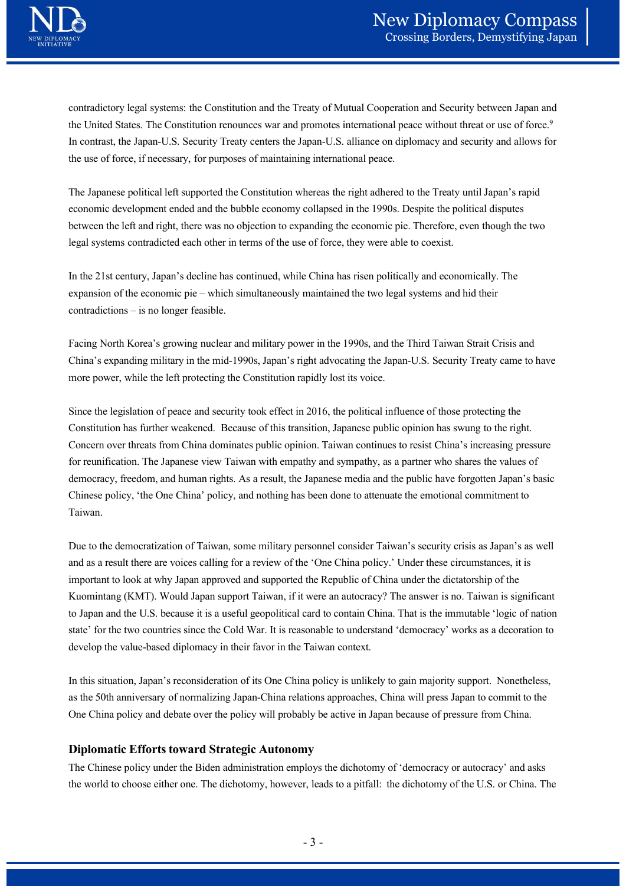contradictory legal systems: the Constitution and the Treaty of Mutual Cooperation and Security between Japan and the United States. The Constitution renounces war and promotes international peace without threat or use of force.[9] In contrast, the Japan-U.S. Security Treaty centers the Japan-U.S. alliance on diplomacy and security and allows for the use of force, if necessary, for purposes of maintaining international peace.

The Japanese political left supported the Constitution whereas the right adhered to the Treaty until Japan's rapid economic development ended and the bubble economy collapsed in the 1990s. Despite the political disputes between the left and right, there was no objection to expanding the economic pie. Therefore, even though the two legal systems contradicted each other in terms of the use of force, they were able to coexist.

In the 21st century, Japan's decline has continued, while China has risen politically and economically. The expansion of the economic pie – which simultaneously maintained the two legal systems and hid their contradictions – is no longer feasible.

Facing North Korea's growing nuclear and military power in the 1990s, and the Third Taiwan Strait Crisis and China's expanding military in the mid-1990s, Japan's right advocating the Japan-U.S. Security Treaty came to have more power, while the left protecting the Constitution rapidly lost its voice.

Since the legislation of peace and security took effect in 2016, the political influence of those protecting the Constitution has further weakened. Because of this transition, Japanese public opinion has swung to the right. Concern over threats from China dominates public opinion. Taiwan continues to resist China's increasing pressure for reunification. The Japanese view Taiwan with empathy and sympathy, as a partner who shares the values of democracy, freedom, and human rights. As a result, the Japanese media and the public have forgotten Japan's basic Chinese policy, 'the One China' policy, and nothing has been done to attenuate the emotional commitment to Taiwan.

Due to the democratization of Taiwan, some military personnel consider Taiwan's security crisis as Japan's as well and as a result there are voices calling for a review of the 'One China policy.' Under these circumstances, it is important to look at why Japan approved and supported the Republic of China under the dictatorship of the Kuomintang (KMT). Would Japan support Taiwan, if it were an autocracy? The answer is no. Taiwan is significant to Japan and the U.S. because it is a useful geopolitical card to contain China. That is the immutable 'logic of nation state' for the two countries since the Cold War. It is reasonable to understand 'democracy' works as a decoration to develop the value-based diplomacy in their favor in the Taiwan context.

In this situation, Japan's reconsideration of its One China policy is unlikely to gain majority support. Nonetheless, as the 50th anniversary of normalizing Japan-China relations approaches, China will press Japan to commit to the One China policy and debate over the policy will probably be active in Japan because of pressure from China.

### Diplomatic Efforts toward Strategic Autonomy

The Chinese policy under the Biden administration employs the dichotomy of 'democracy or autocracy' and asks the world to choose either one. The dichotomy, however, leads to a pitfall: the dichotomy of the U.S. or China. The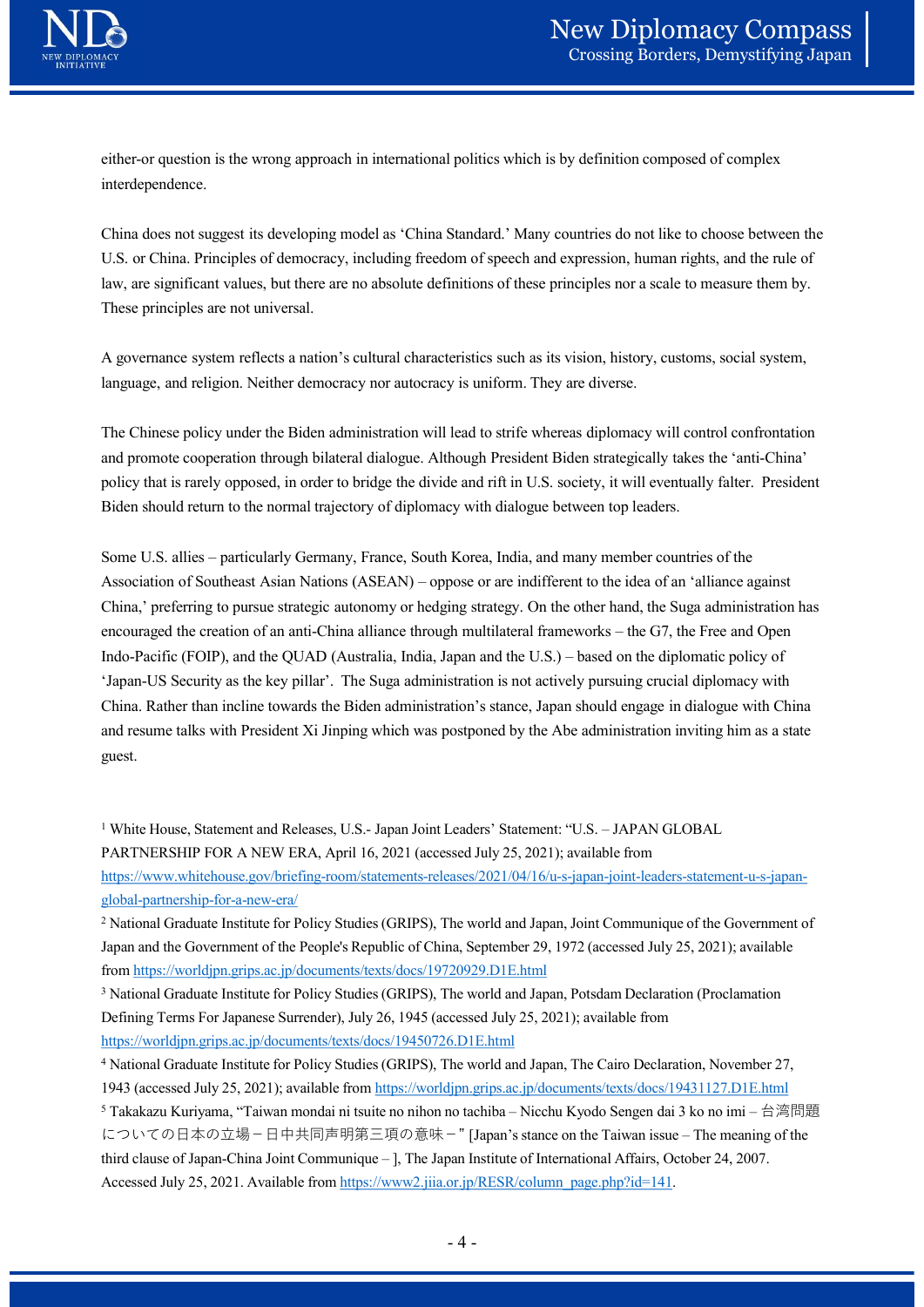either-or question is the wrong approach in international politics which is by definition composed of complex interdependence.

China does not suggest its developing model as 'China Standard.' Many countries do not like to choose between the U.S. or China. Principles of democracy, including freedom of speech and expression, human rights, and the rule of law, are significant values, but there are no absolute definitions of these principles nor a scale to measure them by. These principles are not universal.

A governance system reflects a nation's cultural characteristics such as its vision, history, customs, social system, language, and religion. Neither democracy nor autocracy is uniform. They are diverse.

The Chinese policy under the Biden administration will lead to strife whereas diplomacy will control confrontation and promote cooperation through bilateral dialogue. Although President Biden strategically takes the 'anti-China' policy that is rarely opposed, in order to bridge the divide and rift in U.S. society, it will eventually falter. President Biden should return to the normal trajectory of diplomacy with dialogue between top leaders.

Some U.S. allies – particularly Germany, France, South Korea, India, and many member countries of the Association of Southeast Asian Nations (ASEAN) – oppose or are indifferent to the idea of an 'alliance against China,' preferring to pursue strategic autonomy or hedging strategy. On the other hand, the Suga administration has encouraged the creation of an anti-China alliance through multilateral frameworks – the G7, the Free and Open Indo-Pacific (FOIP), and the QUAD (Australia, India, Japan and the U.S.) – based on the diplomatic policy of 'Japan-US Security as the key pillar'. The Suga administration is not actively pursuing crucial diplomacy with China. Rather than incline towards the Biden administration's stance, Japan should engage in dialogue with China and resume talks with President Xi Jinping which was postponed by the Abe administration inviting him as a state guest.

---

[1] White House, Statement and Releases, U.S.- Japan Joint Leaders' Statement: "U.S. – JAPAN GLOBAL PARTNERSHIP FOR A NEW ERA, April 16, 2021 (accessed July 25, 2021); available from https://www.whitehouse.gov/briefing-room/statements-releases/2021/04/16/u-s-japan-joint-leaders-statement-u-s-japan-global-partnership-for-a-new-era/

[2] National Graduate Institute for Policy Studies (GRIPS), The world and Japan, Joint Communique of the Government of Japan and the Government of the People's Republic of China, September 29, 1972 (accessed July 25, 2021); available from https://worldjpn.grips.ac.jp/documents/texts/docs/19720929.D1E.html

[3] National Graduate Institute for Policy Studies (GRIPS), The world and Japan, Potsdam Declaration (Proclamation Defining Terms For Japanese Surrender), July 26, 1945 (accessed July 25, 2021); available from https://worldjpn.grips.ac.jp/documents/texts/docs/19450726.D1E.html

[4] National Graduate Institute for Policy Studies (GRIPS), The world and Japan, The Cairo Declaration, November 27, 1943 (accessed July 25, 2021); available from https://worldjpn.grips.ac.jp/documents/texts/docs/19431127.D1E.html

[5] Takakazu Kuriyama, "Taiwan mondai ni tsuite no nihon no tachiba – Nicchu Kyodo Sengen dai 3 ko no imi – 台湾問題についての日本の立場－日中共同声明第三項の意味－" [Japan's stance on the Taiwan issue – The meaning of the third clause of Japan-China Joint Communique – ], The Japan Institute of International Affairs, October 24, 2007. Accessed July 25, 2021. Available from https://www2.jiia.or.jp/RESR/column_page.php?id=141.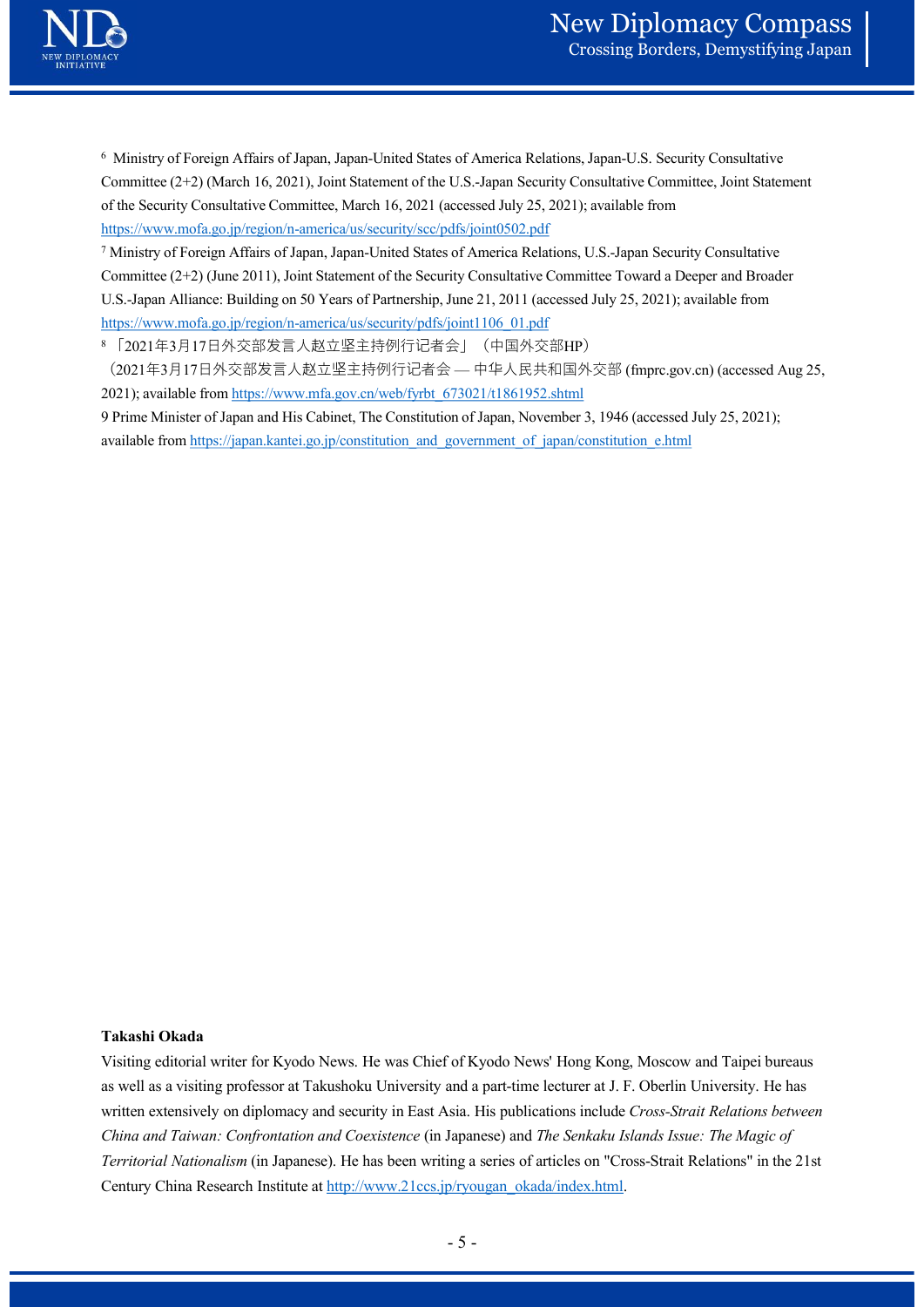[6] Ministry of Foreign Affairs of Japan, Japan-United States of America Relations, Japan-U.S. Security Consultative Committee (2+2) (March 16, 2021), Joint Statement of the U.S.-Japan Security Consultative Committee, Joint Statement of the Security Consultative Committee, March 16, 2021 (accessed July 25, 2021); available from https://www.mofa.go.jp/region/n-america/us/security/scc/pdfs/joint0502.pdf

[7] Ministry of Foreign Affairs of Japan, Japan-United States of America Relations, U.S.-Japan Security Consultative Committee (2+2) (June 2011), Joint Statement of the Security Consultative Committee Toward a Deeper and Broader U.S.-Japan Alliance: Building on 50 Years of Partnership, June 21, 2011 (accessed July 25, 2021); available from https://www.mofa.go.jp/region/n-america/us/security/pdfs/joint1106_01.pdf

[8] 「2021年3月17日外交部发言人赵立坚主持例行记者会」（中国外交部HP）
（2021年3月17日外交部发言人赵立坚主持例行记者会 — 中华人民共和国外交部 (fmprc.gov.cn) (accessed Aug 25, 2021); available from https://www.mfa.gov.cn/web/fyrbt_673021/t1861952.shtml

9 Prime Minister of Japan and His Cabinet, The Constitution of Japan, November 3, 1946 (accessed July 25, 2021); available from https://japan.kantei.go.jp/constitution_and_government_of_japan/constitution_e.html

**Takashi Okada**

Visiting editorial writer for Kyodo News. He was Chief of Kyodo News' Hong Kong, Moscow and Taipei bureaus as well as a visiting professor at Takushoku University and a part-time lecturer at J. F. Oberlin University. He has written extensively on diplomacy and security in East Asia. His publications include *Cross-Strait Relations between China and Taiwan: Confrontation and Coexistence* (in Japanese) and *The Senkaku Islands Issue: The Magic of Territorial Nationalism* (in Japanese). He has been writing a series of articles on "Cross-Strait Relations" in the 21st Century China Research Institute at http://www.21ccs.jp/ryougan_okada/index.html.